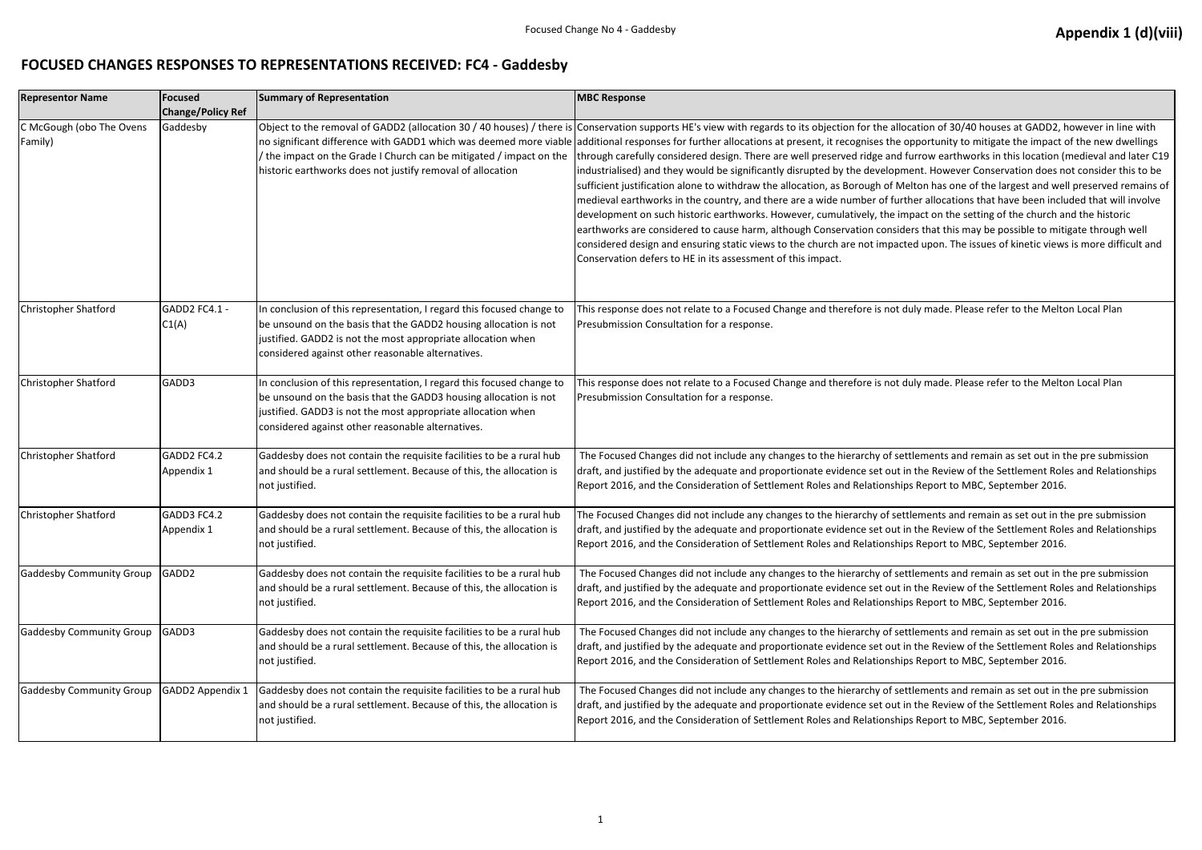Appendix 1 (d)(viii)

# FOCUSED CHANGES RESPONSES TO REPRESENTATIONS RECEIVED: FC4 - Gaddesby

| Representor Name | Focused Change/Policy Ref | Summary of Representation | MBC Response |
|---|---|---|---|
| C McGough (obo The Ovens Family) | Gaddesby | Object to the removal of GADD2 (allocation 30 / 40 houses) / there is no significant difference with GADD1 which was deemed more viable / the impact on the Grade I Church can be mitigated / impact on the historic earthworks does not justify removal of allocation | Conservation supports HE's view with regards to its objection for the allocation of 30/40 houses at GADD2, however in line with additional responses for further allocations at present, it recognises the opportunity to mitigate the impact of the new dwellings through carefully considered design. There are well preserved ridge and furrow earthworks in this location (medieval and later C19 industrialised) and they would be significantly disrupted by the development. However Conservation does not consider this to be sufficient justification alone to withdraw the allocation, as Borough of Melton has one of the largest and well preserved remains of medieval earthworks in the country, and there are a wide number of further allocations that have been included that will involve development on such historic earthworks. However, cumulatively, the impact on the setting of the church and the historic earthworks are considered to cause harm, although Conservation considers that this may be possible to mitigate through well considered design and ensuring static views to the church are not impacted upon. The issues of kinetic views is more difficult and Conservation defers to HE in its assessment of this impact. |
| Christopher Shatford | GADD2 FC4.1 - C1(A) | In conclusion of this representation, I regard this focused change to be unsound on the basis that the GADD2 housing allocation is not justified. GADD2 is not the most appropriate allocation when considered against other reasonable alternatives. | This response does not relate to a Focused Change and therefore is not duly made. Please refer to the Melton Local Plan Presubmission Consultation for a response. |
| Christopher Shatford | GADD3 | In conclusion of this representation, I regard this focused change to be unsound on the basis that the GADD3 housing allocation is not justified. GADD3 is not the most appropriate allocation when considered against other reasonable alternatives. | This response does not relate to a Focused Change and therefore is not duly made. Please refer to the Melton Local Plan Presubmission Consultation for a response. |
| Christopher Shatford | GADD2 FC4.2 Appendix 1 | Gaddesby does not contain the requisite facilities to be a rural hub and should be a rural settlement. Because of this, the allocation is not justified. | The Focused Changes did not include any changes to the hierarchy of settlements and remain as set out in the pre submission draft, and justified by the adequate and proportionate evidence set out in the Review of the Settlement Roles and Relationships Report 2016, and the Consideration of Settlement Roles and Relationships Report to MBC, September 2016. |
| Christopher Shatford | GADD3 FC4.2 Appendix 1 | Gaddesby does not contain the requisite facilities to be a rural hub and should be a rural settlement. Because of this, the allocation is not justified. | The Focused Changes did not include any changes to the hierarchy of settlements and remain as set out in the pre submission draft, and justified by the adequate and proportionate evidence set out in the Review of the Settlement Roles and Relationships Report 2016, and the Consideration of Settlement Roles and Relationships Report to MBC, September 2016. |
| Gaddesby Community Group | GADD2 | Gaddesby does not contain the requisite facilities to be a rural hub and should be a rural settlement. Because of this, the allocation is not justified. | The Focused Changes did not include any changes to the hierarchy of settlements and remain as set out in the pre submission draft, and justified by the adequate and proportionate evidence set out in the Review of the Settlement Roles and Relationships Report 2016, and the Consideration of Settlement Roles and Relationships Report to MBC, September 2016. |
| Gaddesby Community Group | GADD3 | Gaddesby does not contain the requisite facilities to be a rural hub and should be a rural settlement. Because of this, the allocation is not justified. | The Focused Changes did not include any changes to the hierarchy of settlements and remain as set out in the pre submission draft, and justified by the adequate and proportionate evidence set out in the Review of the Settlement Roles and Relationships Report 2016, and the Consideration of Settlement Roles and Relationships Report to MBC, September 2016. |
| Gaddesby Community Group | GADD2 Appendix 1 | Gaddesby does not contain the requisite facilities to be a rural hub and should be a rural settlement. Because of this, the allocation is not justified. | The Focused Changes did not include any changes to the hierarchy of settlements and remain as set out in the pre submission draft, and justified by the adequate and proportionate evidence set out in the Review of the Settlement Roles and Relationships Report 2016, and the Consideration of Settlement Roles and Relationships Report to MBC, September 2016. |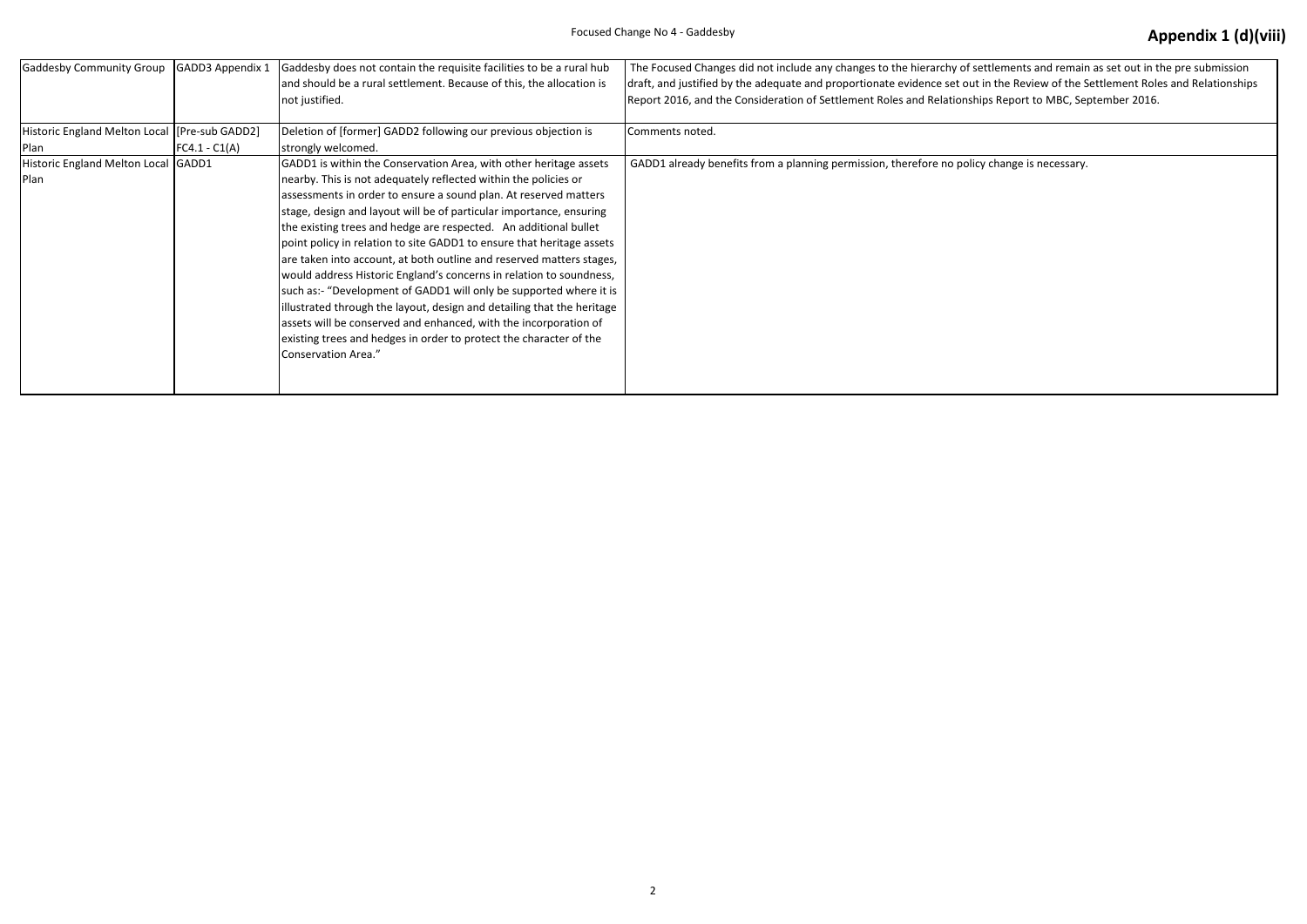| | | | |
|---|---|---|---|
| Gaddesby Community Group | GADD3 Appendix 1 | Gaddesby does not contain the requisite facilities to be a rural hub and should be a rural settlement. Because of this, the allocation is not justified. | The Focused Changes did not include any changes to the hierarchy of settlements and remain as set out in the pre submission draft, and justified by the adequate and proportionate evidence set out in the Review of the Settlement Roles and Relationships Report 2016, and the Consideration of Settlement Roles and Relationships Report to MBC, September 2016. |
| Historic England Melton Local Plan | [Pre-sub GADD2] FC4.1 - C1(A) | Deletion of [former] GADD2 following our previous objection is strongly welcomed. | Comments noted. |
| Historic England Melton Local Plan | GADD1 | GADD1 is within the Conservation Area, with other heritage assets nearby. This is not adequately reflected within the policies or assessments in order to ensure a sound plan. At reserved matters stage, design and layout will be of particular importance, ensuring the existing trees and hedge are respected. An additional bullet point policy in relation to site GADD1 to ensure that heritage assets are taken into account, at both outline and reserved matters stages, would address Historic England's concerns in relation to soundness, such as:- "Development of GADD1 will only be supported where it is illustrated through the layout, design and detailing that the heritage assets will be conserved and enhanced, with the incorporation of existing trees and hedges in order to protect the character of the Conservation Area." | GADD1 already benefits from a planning permission, therefore no policy change is necessary. |